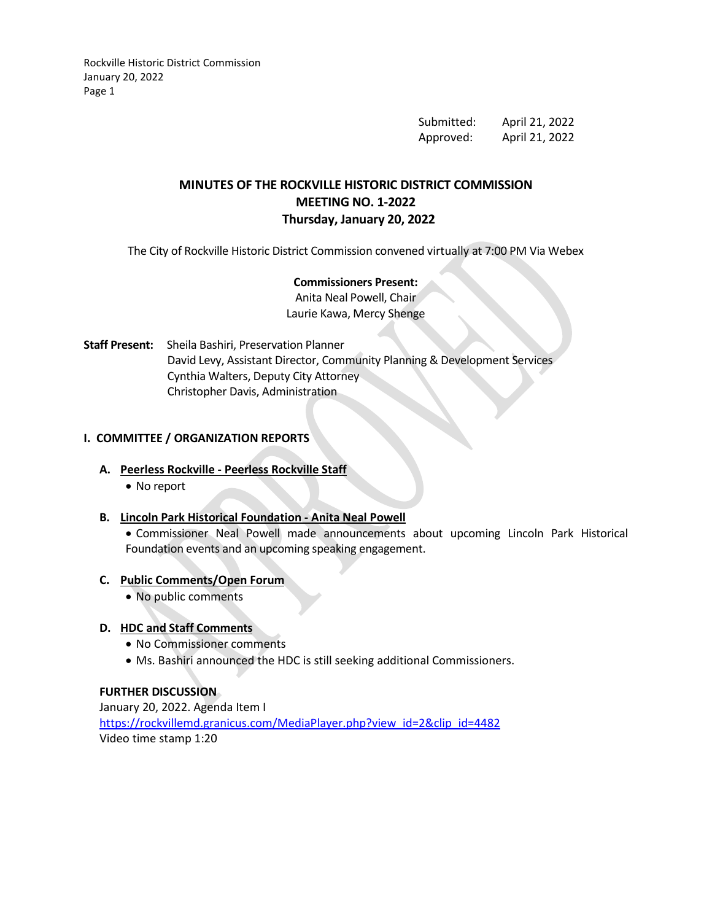Submitted: April 21, 2022
Approved: April 21, 2022

# MINUTES OF THE ROCKVILLE HISTORIC DISTRICT COMMISSION
# MEETING NO. 1-2022
# Thursday, January 20, 2022

The City of Rockville Historic District Commission convened virtually at 7:00 PM Via Webex

**Commissioners Present:**
Anita Neal Powell, Chair
Laurie Kawa, Mercy Shenge

**Staff Present:** Sheila Bashiri, Preservation Planner
David Levy, Assistant Director, Community Planning & Development Services
Cynthia Walters, Deputy City Attorney
Christopher Davis, Administration

## I. COMMITTEE / ORGANIZATION REPORTS

### A. Peerless Rockville - Peerless Rockville Staff

- No report

### B. Lincoln Park Historical Foundation - Anita Neal Powell

- Commissioner Neal Powell made announcements about upcoming Lincoln Park Historical Foundation events and an upcoming speaking engagement.

### C. Public Comments/Open Forum

- No public comments

### D. HDC and Staff Comments

- No Commissioner comments
- Ms. Bashiri announced the HDC is still seeking additional Commissioners.

**FURTHER DISCUSSION**
January 20, 2022. Agenda Item I
https://rockvillemd.granicus.com/MediaPlayer.php?view_id=2&clip_id=4482
Video time stamp 1:20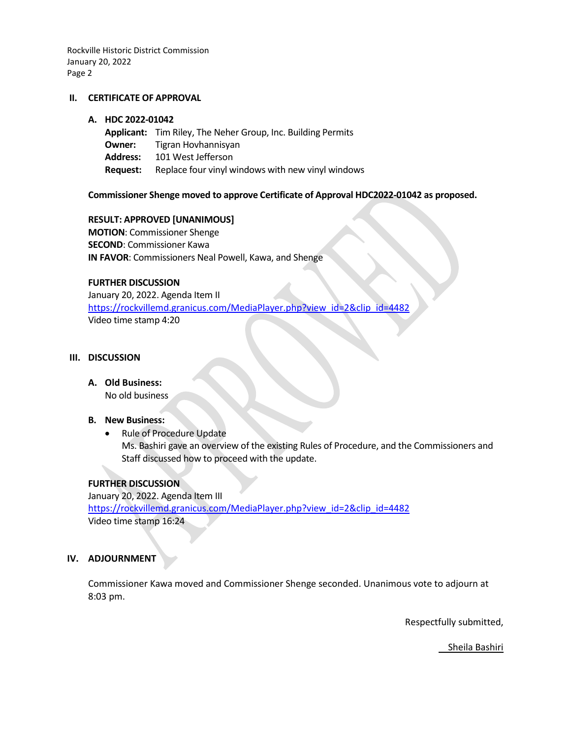## II. CERTIFICATE OF APPROVAL

### A. HDC 2022-01042

**Applicant:** Tim Riley, The Neher Group, Inc. Building Permits
**Owner:** Tigran Hovhannisyan
**Address:** 101 West Jefferson
**Request:** Replace four vinyl windows with new vinyl windows

**Commissioner Shenge moved to approve Certificate of Approval HDC2022-01042 as proposed.**

**RESULT: APPROVED [UNANIMOUS]**
**MOTION**: Commissioner Shenge
**SECOND**: Commissioner Kawa
**IN FAVOR**: Commissioners Neal Powell, Kawa, and Shenge

**FURTHER DISCUSSION**
January 20, 2022. Agenda Item II
https://rockvillemd.granicus.com/MediaPlayer.php?view_id=2&clip_id=4482
Video time stamp 4:20

## III. DISCUSSION

### A. Old Business:

No old business

### B. New Business:

- Rule of Procedure Update
  Ms. Bashiri gave an overview of the existing Rules of Procedure, and the Commissioners and Staff discussed how to proceed with the update.

**FURTHER DISCUSSION**
January 20, 2022. Agenda Item III
https://rockvillemd.granicus.com/MediaPlayer.php?view_id=2&clip_id=4482
Video time stamp 16:24

## IV. ADJOURNMENT

Commissioner Kawa moved and Commissioner Shenge seconded. Unanimous vote to adjourn at 8:03 pm.

Respectfully submitted,

Sheila Bashiri